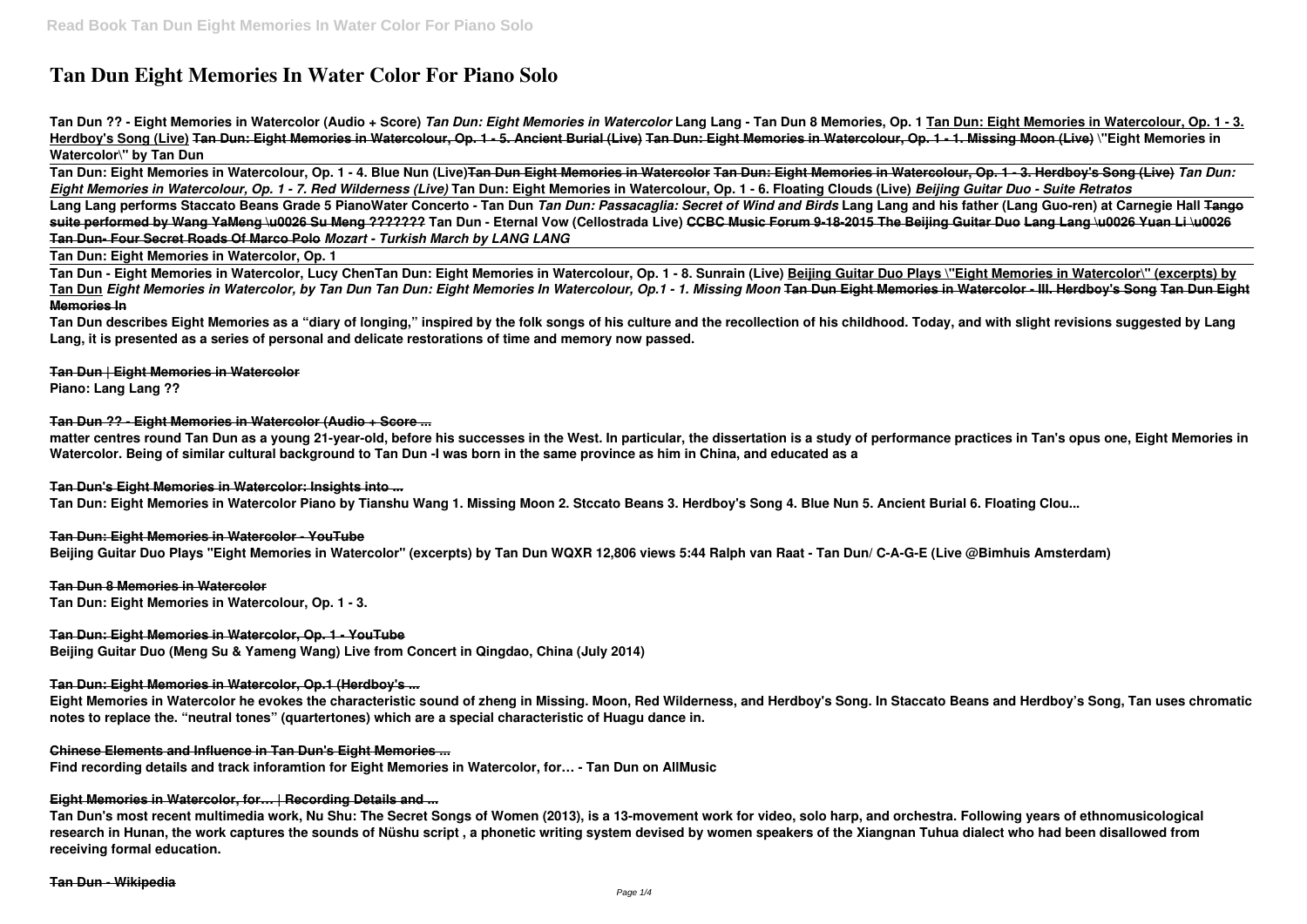# Tan Dun Eight Memories In Water Color For Piano Solo

**Tan Dun ?? - Eight Memories in Watercolor (Audio + Score)** ***Tan Dun: Eight Memories in Watercolor*** **Lang Lang - Tan Dun 8 Memories, Op. 1** **Tan Dun: Eight Memories in Watercolour, Op. 1 - 3. Herdboy's Song (Live)** ~~**Tan Dun: Eight Memories in Watercolour, Op. 1 - 5. Ancient Burial (Live)**~~ ~~**Tan Dun: Eight Memories in Watercolour, Op. 1 - 1. Missing Moon (Live)**~~ **\"Eight Memories in Watercolor\" by Tan Dun**

**Tan Dun: Eight Memories in Watercolour, Op. 1 - 4. Blue Nun (Live)**~~**Tan Dun Eight Memories in Watercolor**~~ ~~**Tan Dun: Eight Memories in Watercolour, Op. 1 - 3. Herdboy's Song (Live)**~~ ***Tan Dun: Eight Memories in Watercolour, Op. 1 - 7. Red Wilderness (Live)*** **Tan Dun: Eight Memories in Watercolour, Op. 1 - 6. Floating Clouds (Live)** ***Beijing Guitar Duo - Suite Retratos***

**Lang Lang performs Staccato Beans Grade 5 PianoWater Concerto - Tan Dun** ***Tan Dun: Passacaglia: Secret of Wind and Birds*** **Lang Lang and his father (Lang Guo-ren) at Carnegie Hall** ~~**Tango suite performed by Wang YaMeng \u0026 Su Meng ???????**~~ **Tan Dun - Eternal Vow (Cellostrada Live)** ~~**CCBC Music Forum 9-18-2015 The Beijing Guitar Duo**~~ ~~**Lang Lang \u0026 Yuan Li \u0026 Tan Dun- Four Secret Roads Of Marco Polo**~~ ***Mozart - Turkish March by LANG LANG***

**Tan Dun: Eight Memories in Watercolor, Op. 1**

**Tan Dun - Eight Memories in Watercolor, Lucy ChenTan Dun: Eight Memories in Watercolour, Op. 1 - 8. Sunrain (Live)** **Beijing Guitar Duo Plays \"Eight Memories in Watercolor\" (excerpts) by Tan Dun** ***Eight Memories in Watercolor, by Tan Dun*** ***Tan Dun: Eight Memories In Watercolour, Op.1 - 1. Missing Moon*** ~~**Tan Dun Eight Memories in Watercolor - III. Herdboy's Song**~~ ~~**Tan Dun Eight Memories In**~~

**Tan Dun describes Eight Memories as a "diary of longing," inspired by the folk songs of his culture and the recollection of his childhood. Today, and with slight revisions suggested by Lang Lang, it is presented as a series of personal and delicate restorations of time and memory now passed.**

~~**Tan Dun | Eight Memories in Watercolor**~~

**Piano: Lang Lang ??**

~~**Tan Dun ?? - Eight Memories in Watercolor (Audio + Score ...**~~

**matter centres round Tan Dun as a young 21-year-old, before his successes in the West. In particular, the dissertation is a study of performance practices in Tan's opus one, Eight Memories in Watercolor. Being of similar cultural background to Tan Dun -I was born in the same province as him in China, and educated as a**

~~**Tan Dun's Eight Memories in Watercolor: Insights into ...**~~

**Tan Dun: Eight Memories in Watercolor Piano by Tianshu Wang 1. Missing Moon 2. Stccato Beans 3. Herdboy's Song 4. Blue Nun 5. Ancient Burial 6. Floating Clou...**

~~**Tan Dun: Eight Memories in Watercolor - YouTube**~~

**Beijing Guitar Duo Plays "Eight Memories in Watercolor" (excerpts) by Tan Dun WQXR 12,806 views 5:44 Ralph van Raat - Tan Dun/ C-A-G-E (Live @Bimhuis Amsterdam)**

~~**Tan Dun 8 Memories in Watercolor**~~

**Tan Dun: Eight Memories in Watercolour, Op. 1 - 3.**

~~**Tan Dun: Eight Memories in Watercolor, Op. 1 - YouTube**~~

**Beijing Guitar Duo (Meng Su & Yameng Wang) Live from Concert in Qingdao, China (July 2014)**

~~**Tan Dun: Eight Memories in Watercolor, Op.1 (Herdboy's ...**~~

**Eight Memories in Watercolor he evokes the characteristic sound of zheng in Missing. Moon, Red Wilderness, and Herdboy's Song. In Staccato Beans and Herdboy's Song, Tan uses chromatic notes to replace the. "neutral tones" (quartertones) which are a special characteristic of Huagu dance in.**

~~**Chinese Elements and Influence in Tan Dun's Eight Memories ...**~~

**Find recording details and track inforamtion for Eight Memories in Watercolor, for… - Tan Dun on AllMusic**

~~**Eight Memories in Watercolor, for… | Recording Details and ...**~~

**Tan Dun's most recent multimedia work, Nu Shu: The Secret Songs of Women (2013), is a 13-movement work for video, solo harp, and orchestra. Following years of ethnomusicological research in Hunan, the work captures the sounds of Nüshu script , a phonetic writing system devised by women speakers of the Xiangnan Tuhua dialect who had been disallowed from receiving formal education.**

~~**Tan Dun - Wikipedia**~~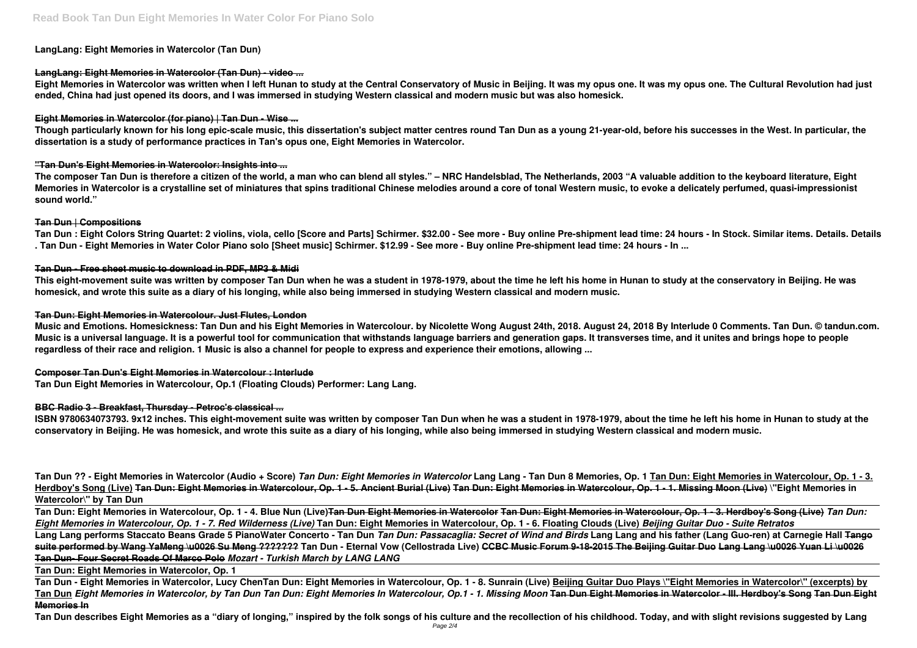**LangLang: Eight Memories in Watercolor (Tan Dun)**

**LangLang: Eight Memories in Watercolor (Tan Dun) - video ...**

**Eight Memories in Watercolor was written when I left Hunan to study at the Central Conservatory of Music in Beijing. It was my opus one. It was my opus one. The Cultural Revolution had just ended, China had just opened its doors, and I was immersed in studying Western classical and modern music but was also homesick.**

**Eight Memories in Watercolor (for piano) | Tan Dun - Wise ...**

**Though particularly known for his long epic-scale music, this dissertation's subject matter centres round Tan Dun as a young 21-year-old, before his successes in the West. In particular, the dissertation is a study of performance practices in Tan's opus one, Eight Memories in Watercolor.**

**"Tan Dun's Eight Memories in Watercolor: Insights into ...**

**The composer Tan Dun is therefore a citizen of the world, a man who can blend all styles." – NRC Handelsblad, The Netherlands, 2003 "A valuable addition to the keyboard literature, Eight Memories in Watercolor is a crystalline set of miniatures that spins traditional Chinese melodies around a core of tonal Western music, to evoke a delicately perfumed, quasi-impressionist sound world."**

**Tan Dun | Compositions**

**Tan Dun : Eight Colors String Quartet: 2 violins, viola, cello [Score and Parts] Schirmer. $32.00 - See more - Buy online Pre-shipment lead time: 24 hours - In Stock. Similar items. Details. Details . Tan Dun - Eight Memories in Water Color Piano solo [Sheet music] Schirmer. $12.99 - See more - Buy online Pre-shipment lead time: 24 hours - In ...**

**Tan Dun - Free sheet music to download in PDF, MP3 & Midi**

**This eight-movement suite was written by composer Tan Dun when he was a student in 1978-1979, about the time he left his home in Hunan to study at the conservatory in Beijing. He was homesick, and wrote this suite as a diary of his longing, while also being immersed in studying Western classical and modern music.**

**Tan Dun: Eight Memories in Watercolour. Just Flutes, London**

**Music and Emotions. Homesickness: Tan Dun and his Eight Memories in Watercolour. by Nicolette Wong August 24th, 2018. August 24, 2018 By Interlude 0 Comments. Tan Dun. © tandun.com. Music is a universal language. It is a powerful tool for communication that withstands language barriers and generation gaps. It transverses time, and it unites and brings hope to people regardless of their race and religion. 1 Music is also a channel for people to express and experience their emotions, allowing ...**

**Composer Tan Dun's Eight Memories in Watercolour : Interlude**

**Tan Dun Eight Memories in Watercolour, Op.1 (Floating Clouds) Performer: Lang Lang.**

**BBC Radio 3 - Breakfast, Thursday - Petroc's classical ...**

**ISBN 9780634073793. 9x12 inches. This eight-movement suite was written by composer Tan Dun when he was a student in 1978-1979, about the time he left his home in Hunan to study at the conservatory in Beijing. He was homesick, and wrote this suite as a diary of his longing, while also being immersed in studying Western classical and modern music.**

**Tan Dun ?? - Eight Memories in Watercolor (Audio + Score)** ***Tan Dun: Eight Memories in Watercolor*** **Lang Lang - Tan Dun 8 Memories, Op. 1 Tan Dun: Eight Memories in Watercolour, Op. 1 - 3. Herdboy's Song (Live) Tan Dun: Eight Memories in Watercolour, Op. 1 - 5. Ancient Burial (Live) Tan Dun: Eight Memories in Watercolour, Op. 1 - 1. Missing Moon (Live) \"Eight Memories in Watercolor\" by Tan Dun**

**Tan Dun: Eight Memories in Watercolour, Op. 1 - 4. Blue Nun (Live)Tan Dun Eight Memories in Watercolor Tan Dun: Eight Memories in Watercolour, Op. 1 - 3. Herdboy's Song (Live)** ***Tan Dun: Eight Memories in Watercolour, Op. 1 - 7. Red Wilderness (Live)*** **Tan Dun: Eight Memories in Watercolour, Op. 1 - 6. Floating Clouds (Live)** ***Beijing Guitar Duo - Suite Retratos***

**Lang Lang performs Staccato Beans Grade 5 PianoWater Concerto - Tan Dun** ***Tan Dun: Passacaglia: Secret of Wind and Birds*** **Lang Lang and his father (Lang Guo-ren) at Carnegie Hall Tango suite performed by Wang YaMeng \u0026 Su Meng ??????? Tan Dun - Eternal Vow (Cellostrada Live) CCBC Music Forum 9-18-2015 The Beijing Guitar Duo Lang Lang \u0026 Yuan Li \u0026 Tan Dun- Four Secret Roads Of Marco Polo** ***Mozart - Turkish March by LANG LANG***

**Tan Dun: Eight Memories in Watercolor, Op. 1**

**Tan Dun - Eight Memories in Watercolor, Lucy ChenTan Dun: Eight Memories in Watercolour, Op. 1 - 8. Sunrain (Live) Beijing Guitar Duo Plays \"Eight Memories in Watercolor\" (excerpts) by Tan Dun** ***Eight Memories in Watercolor, by Tan Dun*** ***Tan Dun: Eight Memories In Watercolour, Op.1 - 1. Missing Moon*** **Tan Dun Eight Memories in Watercolor - III. Herdboy's Song Tan Dun Eight Memories In**

**Tan Dun describes Eight Memories as a "diary of longing," inspired by the folk songs of his culture and the recollection of his childhood. Today, and with slight revisions suggested by Lang**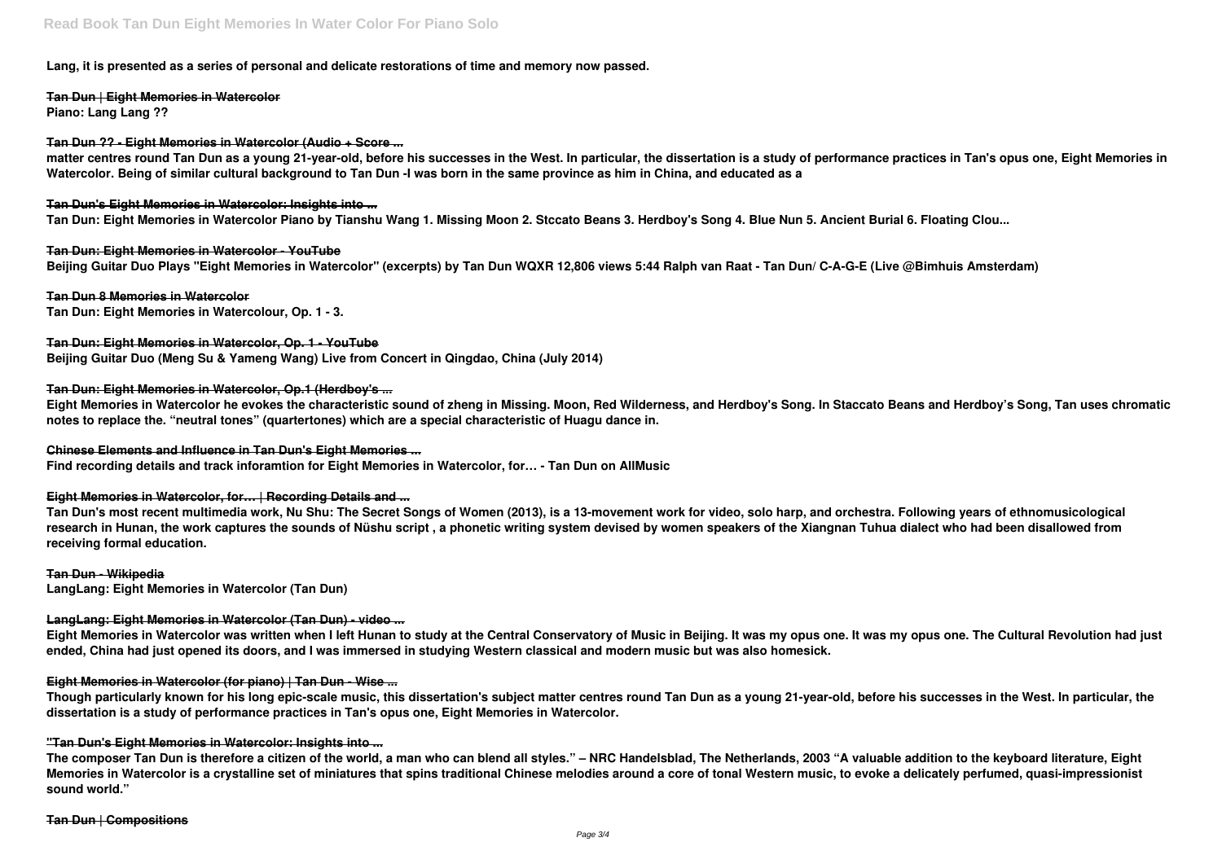Lang, it is presented as a series of personal and delicate restorations of time and memory now passed.

**Tan Dun | Eight Memories in Watercolor**

Piano: Lang Lang ??

**Tan Dun ?? - Eight Memories in Watercolor (Audio + Score ...**

matter centres round Tan Dun as a young 21-year-old, before his successes in the West. In particular, the dissertation is a study of performance practices in Tan's opus one, Eight Memories in Watercolor. Being of similar cultural background to Tan Dun -I was born in the same province as him in China, and educated as a

**Tan Dun's Eight Memories in Watercolor: Insights into ...**

Tan Dun: Eight Memories in Watercolor Piano by Tianshu Wang 1. Missing Moon 2. Stccato Beans 3. Herdboy's Song 4. Blue Nun 5. Ancient Burial 6. Floating Clou...

**Tan Dun: Eight Memories in Watercolor - YouTube**

Beijing Guitar Duo Plays "Eight Memories in Watercolor" (excerpts) by Tan Dun WQXR 12,806 views 5:44 Ralph van Raat - Tan Dun/ C-A-G-E (Live @Bimhuis Amsterdam)

**Tan Dun 8 Memories in Watercolor**

Tan Dun: Eight Memories in Watercolour, Op. 1 - 3.

**Tan Dun: Eight Memories in Watercolor, Op. 1 - YouTube**

Beijing Guitar Duo (Meng Su & Yameng Wang) Live from Concert in Qingdao, China (July 2014)

**Tan Dun: Eight Memories in Watercolor, Op.1 (Herdboy's ...**

Eight Memories in Watercolor he evokes the characteristic sound of zheng in Missing. Moon, Red Wilderness, and Herdboy's Song. In Staccato Beans and Herdboy's Song, Tan uses chromatic notes to replace the. "neutral tones" (quartertones) which are a special characteristic of Huagu dance in.

**Chinese Elements and Influence in Tan Dun's Eight Memories ...**

Find recording details and track inforamtion for Eight Memories in Watercolor, for… - Tan Dun on AllMusic

**Eight Memories in Watercolor, for… | Recording Details and ...**

Tan Dun's most recent multimedia work, Nu Shu: The Secret Songs of Women (2013), is a 13-movement work for video, solo harp, and orchestra. Following years of ethnomusicological research in Hunan, the work captures the sounds of Nüshu script , a phonetic writing system devised by women speakers of the Xiangnan Tuhua dialect who had been disallowed from receiving formal education.

**Tan Dun - Wikipedia**

LangLang: Eight Memories in Watercolor (Tan Dun)

**LangLang: Eight Memories in Watercolor (Tan Dun) - video ...**

Eight Memories in Watercolor was written when I left Hunan to study at the Central Conservatory of Music in Beijing. It was my opus one. It was my opus one. The Cultural Revolution had just ended, China had just opened its doors, and I was immersed in studying Western classical and modern music but was also homesick.

**Eight Memories in Watercolor (for piano) | Tan Dun - Wise ...**

Though particularly known for his long epic-scale music, this dissertation's subject matter centres round Tan Dun as a young 21-year-old, before his successes in the West. In particular, the dissertation is a study of performance practices in Tan's opus one, Eight Memories in Watercolor.

**"Tan Dun's Eight Memories in Watercolor: Insights into ...**

The composer Tan Dun is therefore a citizen of the world, a man who can blend all styles." – NRC Handelsblad, The Netherlands, 2003 "A valuable addition to the keyboard literature, Eight Memories in Watercolor is a crystalline set of miniatures that spins traditional Chinese melodies around a core of tonal Western music, to evoke a delicately perfumed, quasi-impressionist sound world."

**Tan Dun | Compositions**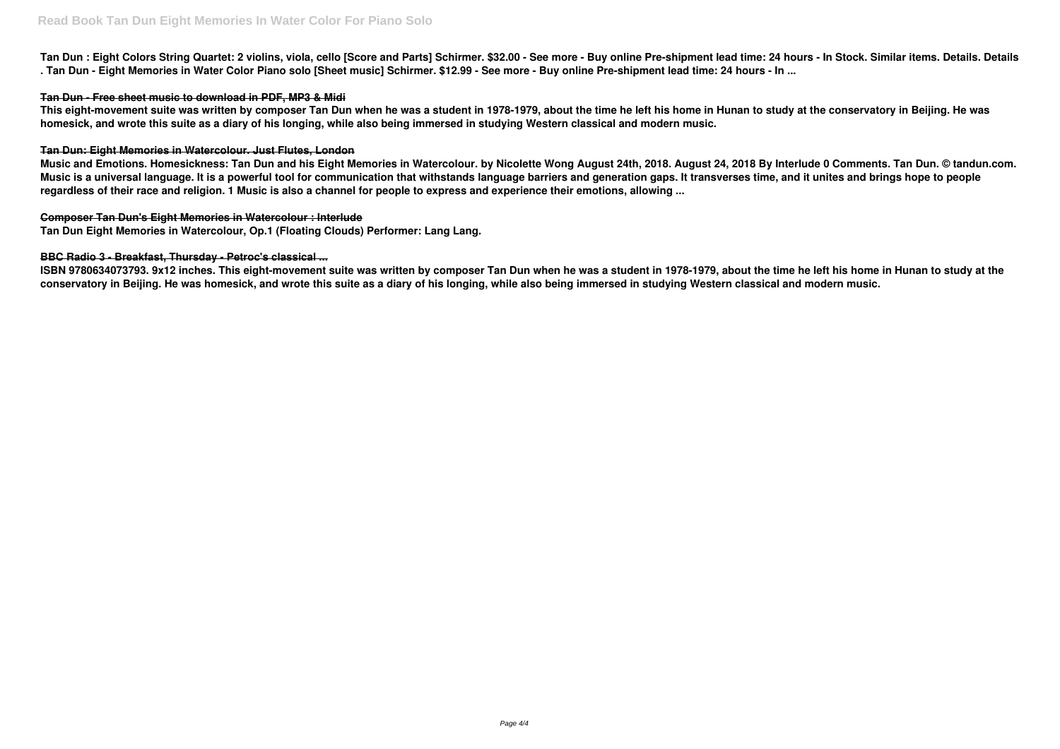Tan Dun : Eight Colors String Quartet: 2 violins, viola, cello [Score and Parts] Schirmer. $32.00 - See more - Buy online Pre-shipment lead time: 24 hours - In Stock. Similar items. Details. Details . Tan Dun - Eight Memories in Water Color Piano solo [Sheet music] Schirmer. $12.99 - See more - Buy online Pre-shipment lead time: 24 hours - In ...

### Tan Dun - Free sheet music to download in PDF, MP3 & Midi

This eight-movement suite was written by composer Tan Dun when he was a student in 1978-1979, about the time he left his home in Hunan to study at the conservatory in Beijing. He was homesick, and wrote this suite as a diary of his longing, while also being immersed in studying Western classical and modern music.

### Tan Dun: Eight Memories in Watercolour. Just Flutes, London

Music and Emotions. Homesickness: Tan Dun and his Eight Memories in Watercolour. by Nicolette Wong August 24th, 2018. August 24, 2018 By Interlude 0 Comments. Tan Dun. © tandun.com. Music is a universal language. It is a powerful tool for communication that withstands language barriers and generation gaps. It transverses time, and it unites and brings hope to people regardless of their race and religion. 1 Music is also a channel for people to express and experience their emotions, allowing ...

### Composer Tan Dun's Eight Memories in Watercolour : Interlude

Tan Dun Eight Memories in Watercolour, Op.1 (Floating Clouds) Performer: Lang Lang.

### BBC Radio 3 - Breakfast, Thursday - Petroc's classical ...

ISBN 9780634073793. 9x12 inches. This eight-movement suite was written by composer Tan Dun when he was a student in 1978-1979, about the time he left his home in Hunan to study at the conservatory in Beijing. He was homesick, and wrote this suite as a diary of his longing, while also being immersed in studying Western classical and modern music.